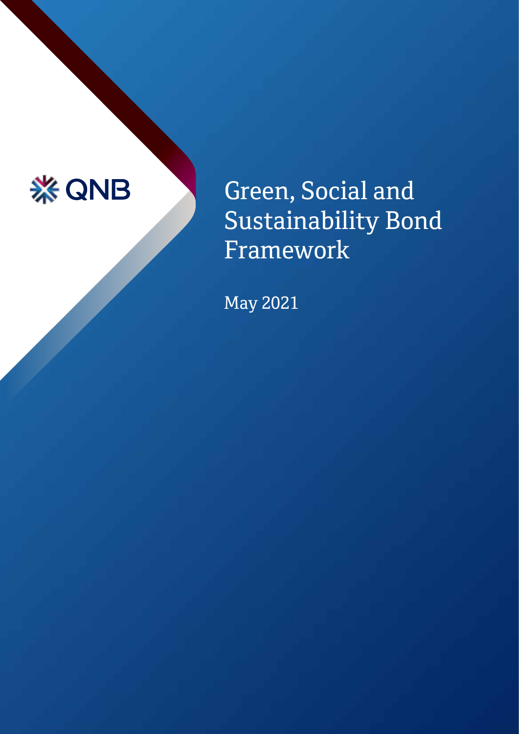QNB

# Green, Social and Sustainability Bond Framework

May 2021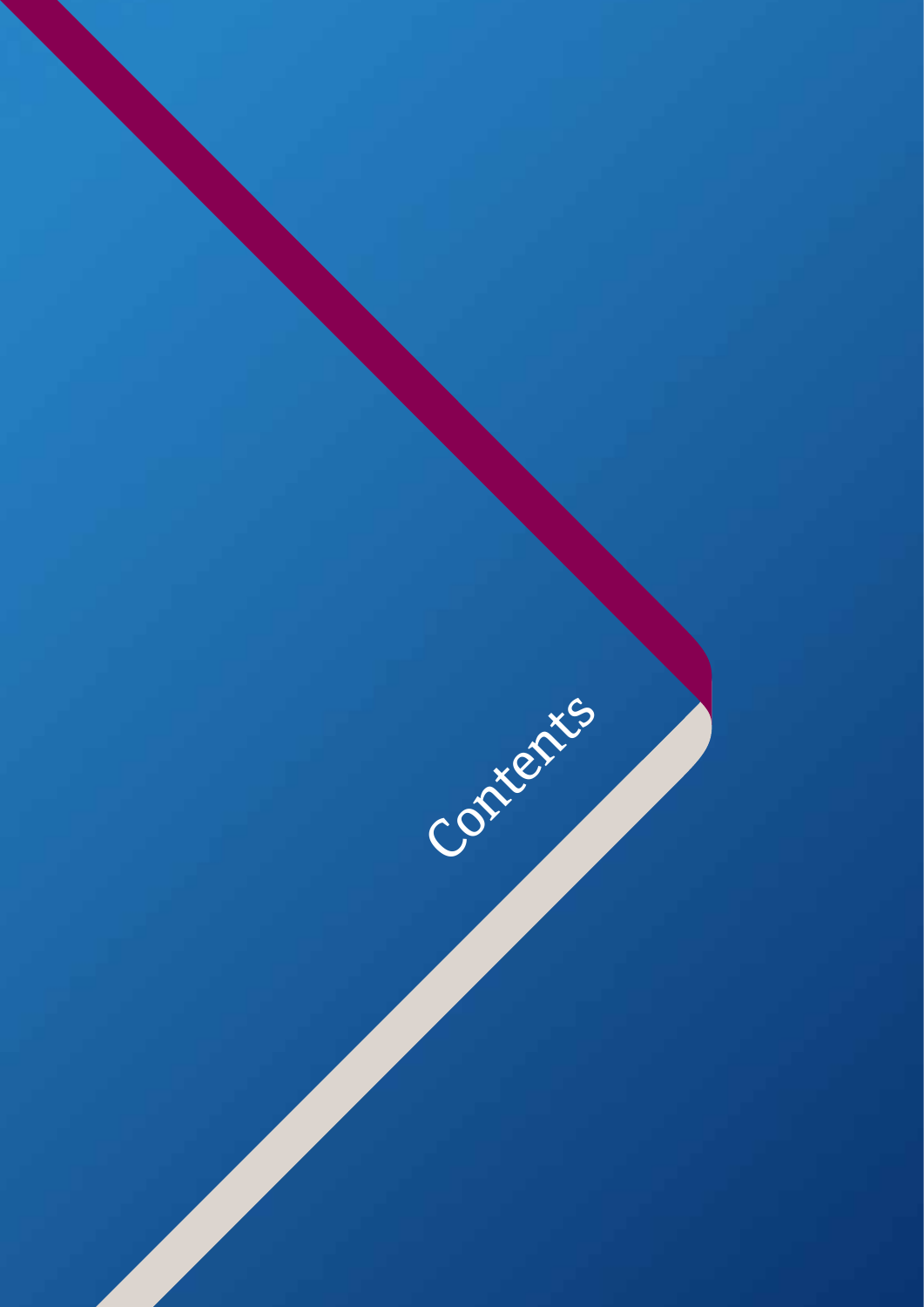# Contents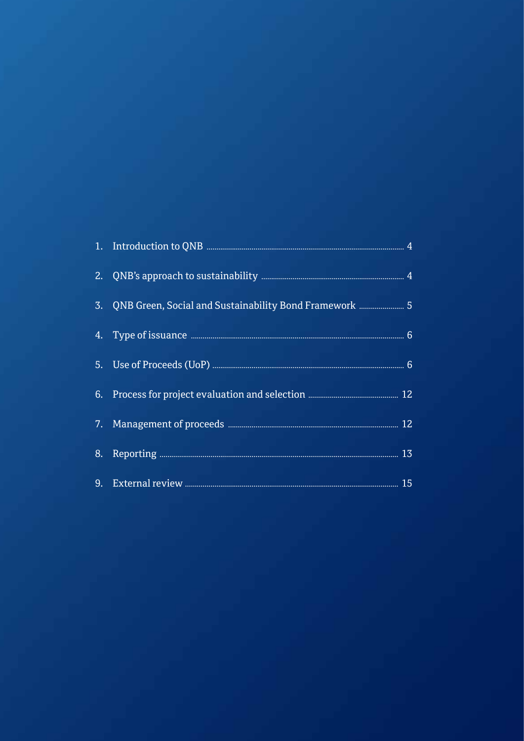1. Introduction to QNB ..... 4
2. QNB's approach to sustainability ..... 4
3. QNB Green, Social and Sustainability Bond Framework ..... 5
4. Type of issuance ..... 6
5. Use of Proceeds (UoP) ..... 6
6. Process for project evaluation and selection ..... 12
7. Management of proceeds ..... 12
8. Reporting ..... 13
9. External review ..... 15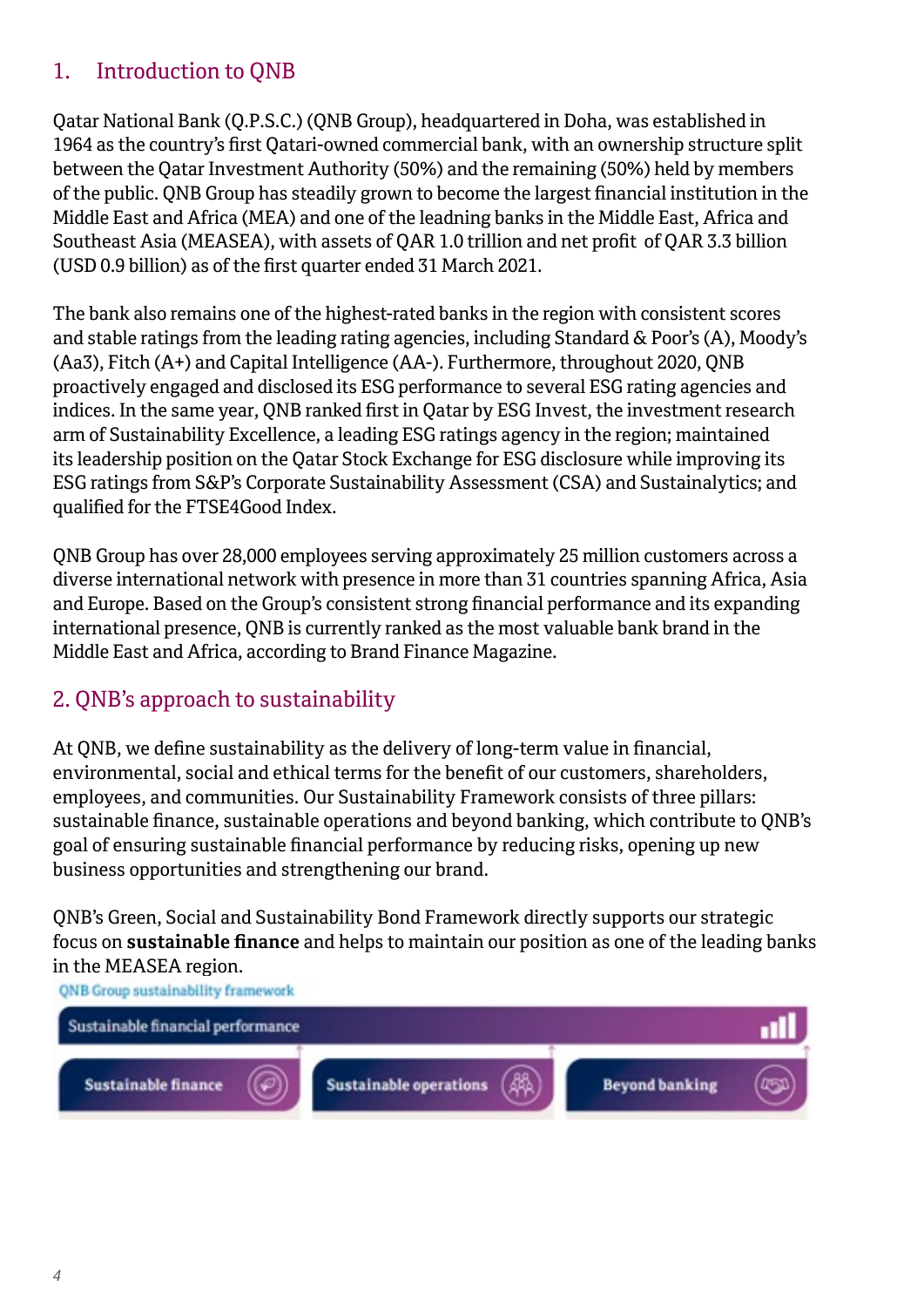## 1. Introduction to QNB

Qatar National Bank (Q.P.S.C.) (QNB Group), headquartered in Doha, was established in 1964 as the country's first Qatari-owned commercial bank, with an ownership structure split between the Qatar Investment Authority (50%) and the remaining (50%) held by members of the public. QNB Group has steadily grown to become the largest financial institution in the Middle East and Africa (MEA) and one of the leadning banks in the Middle East, Africa and Southeast Asia (MEASEA), with assets of QAR 1.0 trillion and net profit of QAR 3.3 billion (USD 0.9 billion) as of the first quarter ended 31 March 2021.

The bank also remains one of the highest-rated banks in the region with consistent scores and stable ratings from the leading rating agencies, including Standard & Poor's (A), Moody's (Aa3), Fitch (A+) and Capital Intelligence (AA-). Furthermore, throughout 2020, QNB proactively engaged and disclosed its ESG performance to several ESG rating agencies and indices. In the same year, QNB ranked first in Qatar by ESG Invest, the investment research arm of Sustainability Excellence, a leading ESG ratings agency in the region; maintained its leadership position on the Qatar Stock Exchange for ESG disclosure while improving its ESG ratings from S&P's Corporate Sustainability Assessment (CSA) and Sustainalytics; and qualified for the FTSE4Good Index.

QNB Group has over 28,000 employees serving approximately 25 million customers across a diverse international network with presence in more than 31 countries spanning Africa, Asia and Europe. Based on the Group's consistent strong financial performance and its expanding international presence, QNB is currently ranked as the most valuable bank brand in the Middle East and Africa, according to Brand Finance Magazine.

## 2. QNB's approach to sustainability

At QNB, we define sustainability as the delivery of long-term value in financial, environmental, social and ethical terms for the benefit of our customers, shareholders, employees, and communities. Our Sustainability Framework consists of three pillars: sustainable finance, sustainable operations and beyond banking, which contribute to QNB's goal of ensuring sustainable financial performance by reducing risks, opening up new business opportunities and strengthening our brand.

QNB's Green, Social and Sustainability Bond Framework directly supports our strategic focus on **sustainable finance** and helps to maintain our position as one of the leading banks in the MEASEA region.

QNB Group sustainability framework

Sustainable financial performance

Sustainable finance | Sustainable operations | Beyond banking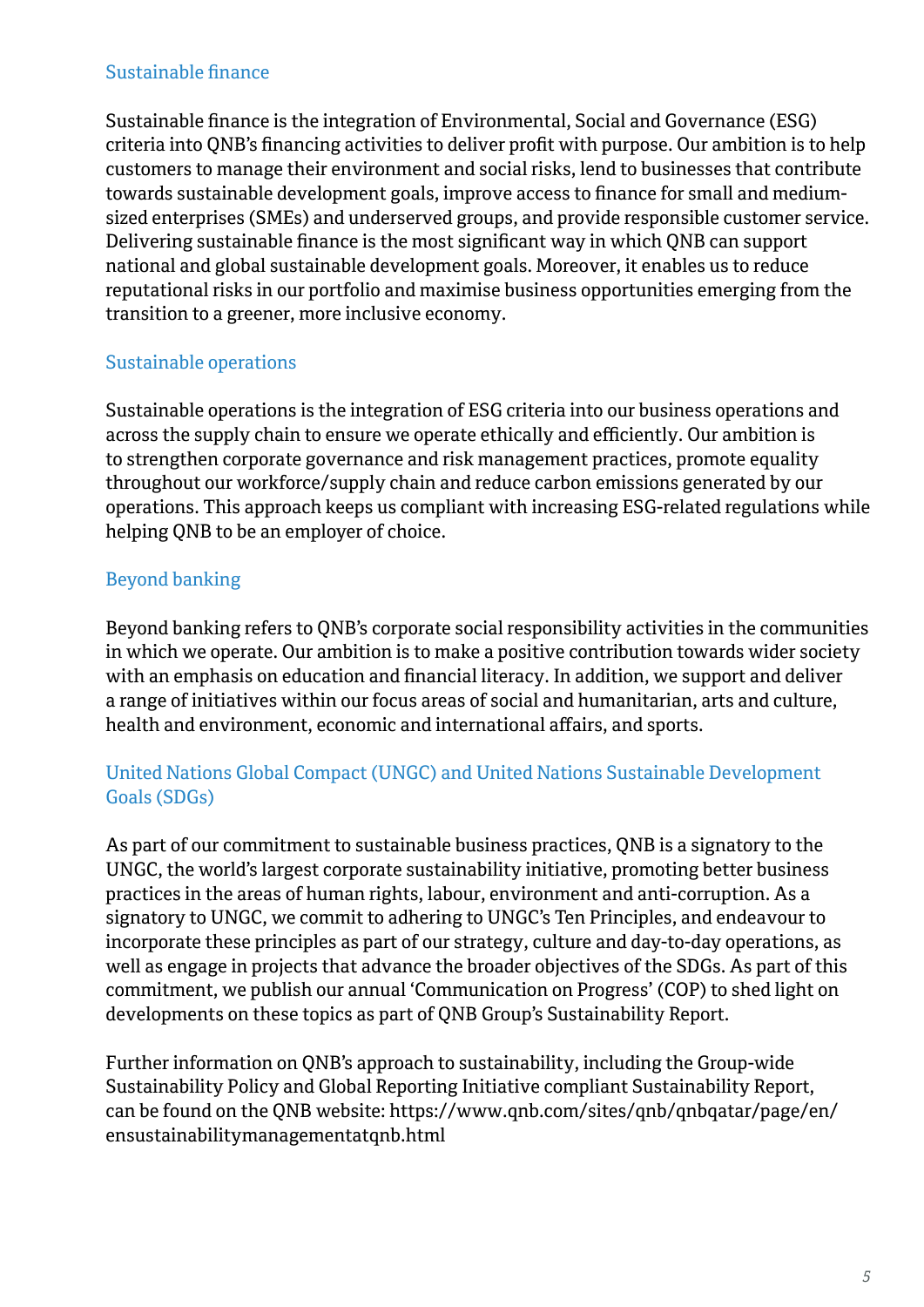## Sustainable finance

Sustainable finance is the integration of Environmental, Social and Governance (ESG) criteria into QNB's financing activities to deliver profit with purpose. Our ambition is to help customers to manage their environment and social risks, lend to businesses that contribute towards sustainable development goals, improve access to finance for small and medium-sized enterprises (SMEs) and underserved groups, and provide responsible customer service. Delivering sustainable finance is the most significant way in which QNB can support national and global sustainable development goals. Moreover, it enables us to reduce reputational risks in our portfolio and maximise business opportunities emerging from the transition to a greener, more inclusive economy.

## Sustainable operations

Sustainable operations is the integration of ESG criteria into our business operations and across the supply chain to ensure we operate ethically and efficiently. Our ambition is to strengthen corporate governance and risk management practices, promote equality throughout our workforce/supply chain and reduce carbon emissions generated by our operations. This approach keeps us compliant with increasing ESG-related regulations while helping QNB to be an employer of choice.

## Beyond banking

Beyond banking refers to QNB's corporate social responsibility activities in the communities in which we operate. Our ambition is to make a positive contribution towards wider society with an emphasis on education and financial literacy. In addition, we support and deliver a range of initiatives within our focus areas of social and humanitarian, arts and culture, health and environment, economic and international affairs, and sports.

## United Nations Global Compact (UNGC) and United Nations Sustainable Development Goals (SDGs)

As part of our commitment to sustainable business practices, QNB is a signatory to the UNGC, the world's largest corporate sustainability initiative, promoting better business practices in the areas of human rights, labour, environment and anti-corruption. As a signatory to UNGC, we commit to adhering to UNGC's Ten Principles, and endeavour to incorporate these principles as part of our strategy, culture and day-to-day operations, as well as engage in projects that advance the broader objectives of the SDGs. As part of this commitment, we publish our annual 'Communication on Progress' (COP) to shed light on developments on these topics as part of QNB Group's Sustainability Report.

Further information on QNB's approach to sustainability, including the Group-wide Sustainability Policy and Global Reporting Initiative compliant Sustainability Report, can be found on the QNB website: https://www.qnb.com/sites/qnb/qnbqatar/page/en/ensustainabilitymanagementatqnb.html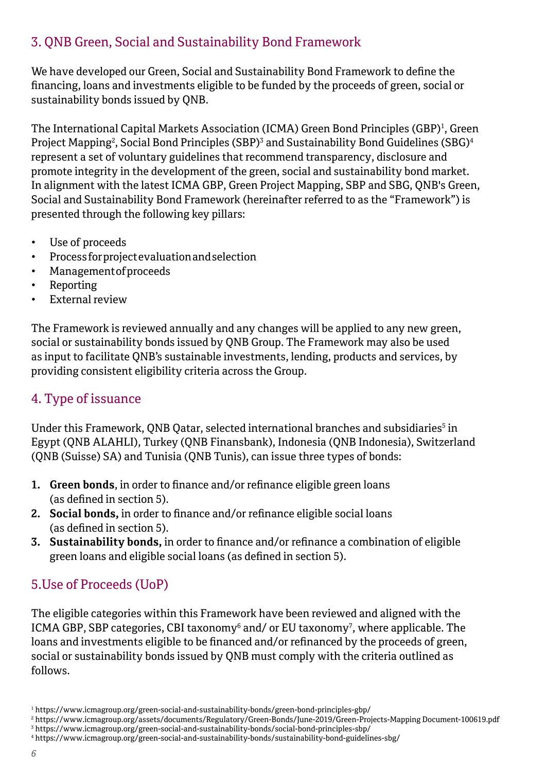## 3. QNB Green, Social and Sustainability Bond Framework

We have developed our Green, Social and Sustainability Bond Framework to define the financing, loans and investments eligible to be funded by the proceeds of green, social or sustainability bonds issued by QNB.

The International Capital Markets Association (ICMA) Green Bond Principles (GBP)[1], Green Project Mapping[2], Social Bond Principles (SBP)[3] and Sustainability Bond Guidelines (SBG)[4] represent a set of voluntary guidelines that recommend transparency, disclosure and promote integrity in the development of the green, social and sustainability bond market. In alignment with the latest ICMA GBP, Green Project Mapping, SBP and SBG, QNB's Green, Social and Sustainability Bond Framework (hereinafter referred to as the "Framework") is presented through the following key pillars:

- Use of proceeds
- Process for project evaluation and selection
- Management of proceeds
- Reporting
- External review

The Framework is reviewed annually and any changes will be applied to any new green, social or sustainability bonds issued by QNB Group. The Framework may also be used as input to facilitate QNB's sustainable investments, lending, products and services, by providing consistent eligibility criteria across the Group.

## 4. Type of issuance

Under this Framework, QNB Qatar, selected international branches and subsidiaries[5] in Egypt (QNB ALAHLI), Turkey (QNB Finansbank), Indonesia (QNB Indonesia), Switzerland (QNB (Suisse) SA) and Tunisia (QNB Tunis), can issue three types of bonds:

1. **Green bonds**, in order to finance and/or refinance eligible green loans (as defined in section 5).
2. **Social bonds,** in order to finance and/or refinance eligible social loans (as defined in section 5).
3. **Sustainability bonds,** in order to finance and/or refinance a combination of eligible green loans and eligible social loans (as defined in section 5).

## 5.Use of Proceeds (UoP)

The eligible categories within this Framework have been reviewed and aligned with the ICMA GBP, SBP categories, CBI taxonomy[6] and/ or EU taxonomy[7], where applicable. The loans and investments eligible to be financed and/or refinanced by the proceeds of green, social or sustainability bonds issued by QNB must comply with the criteria outlined as follows.

[1] https://www.icmagroup.org/green-social-and-sustainability-bonds/green-bond-principles-gbp/
[2] https://www.icmagroup.org/assets/documents/Regulatory/Green-Bonds/June-2019/Green-Projects-Mapping Document-100619.pdf
[3] https://www.icmagroup.org/green-social-and-sustainability-bonds/social-bond-principles-sbp/
[4] https://www.icmagroup.org/green-social-and-sustainability-bonds/sustainability-bond-guidelines-sbg/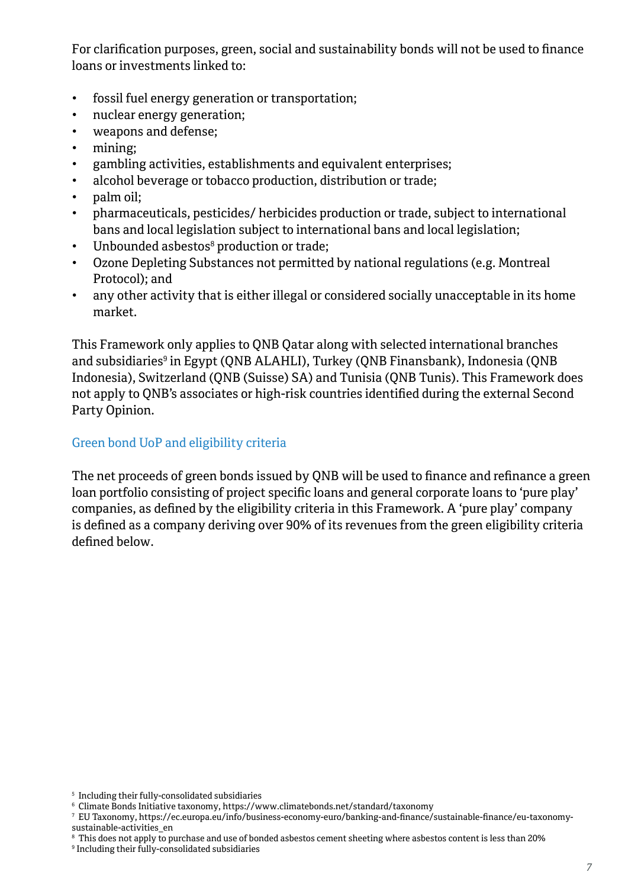For clarification purposes, green, social and sustainability bonds will not be used to finance loans or investments linked to:

- fossil fuel energy generation or transportation;
- nuclear energy generation;
- weapons and defense;
- mining;
- gambling activities, establishments and equivalent enterprises;
- alcohol beverage or tobacco production, distribution or trade;
- palm oil;
- pharmaceuticals, pesticides/ herbicides production or trade, subject to international bans and local legislation subject to international bans and local legislation;
- Unbounded asbestos[8] production or trade;
- Ozone Depleting Substances not permitted by national regulations (e.g. Montreal Protocol); and
- any other activity that is either illegal or considered socially unacceptable in its home market.

This Framework only applies to QNB Qatar along with selected international branches and subsidiaries[9] in Egypt (QNB ALAHLI), Turkey (QNB Finansbank), Indonesia (QNB Indonesia), Switzerland (QNB (Suisse) SA) and Tunisia (QNB Tunis). This Framework does not apply to QNB's associates or high-risk countries identified during the external Second Party Opinion.

### Green bond UoP and eligibility criteria

The net proceeds of green bonds issued by QNB will be used to finance and refinance a green loan portfolio consisting of project specific loans and general corporate loans to 'pure play' companies, as defined by the eligibility criteria in this Framework. A 'pure play' company is defined as a company deriving over 90% of its revenues from the green eligibility criteria defined below.

---

[5] Including their fully-consolidated subsidiaries

[6] Climate Bonds Initiative taxonomy, https://www.climatebonds.net/standard/taxonomy

[7] EU Taxonomy, https://ec.europa.eu/info/business-economy-euro/banking-and-finance/sustainable-finance/eu-taxonomy-sustainable-activities_en

[8] This does not apply to purchase and use of bonded asbestos cement sheeting where asbestos content is less than 20%

[9] Including their fully-consolidated subsidiaries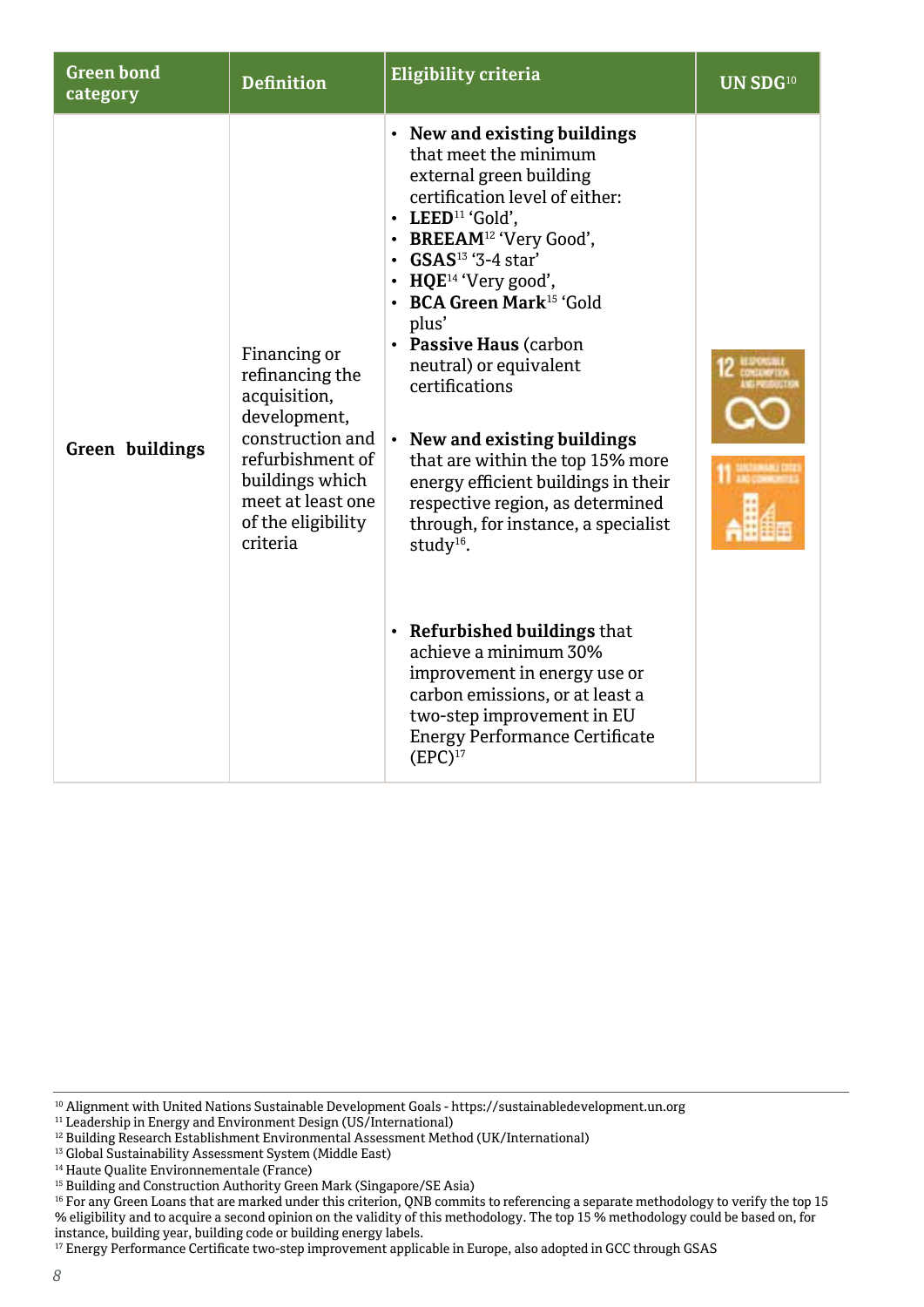| Green bond category | Definition | Eligibility criteria | UN SDG[10] |
|---|---|---|---|
| **Green buildings** | Financing or refinancing the acquisition, development, construction and refurbishment of buildings which meet at least one of the eligibility criteria | • **New and existing buildings** that meet the minimum external green building certification level of either: <br>• **LEED**[11] 'Gold', <br>• **BREEAM**[12] 'Very Good', <br>• **GSAS**[13] '3-4 star' <br>• **HQE**[14] 'Very good', <br>• **BCA Green Mark**[15] 'Gold plus' <br>• **Passive Haus** (carbon neutral) or equivalent certifications <br><br>• **New and existing buildings** that are within the top 15% more energy efficient buildings in their respective region, as determined through, for instance, a specialist study[16]. <br><br>• **Refurbished buildings** that achieve a minimum 30% improvement in energy use or carbon emissions, or at least a two-step improvement in EU Energy Performance Certificate (EPC)[17] | 12 RESPONSIBLE CONSUMPTION AND PRODUCTION <br>11 SUSTAINABLE CITIES AND COMMUNITIES |

[10] Alignment with United Nations Sustainable Development Goals - https://sustainabledevelopment.un.org
[11] Leadership in Energy and Environment Design (US/International)
[12] Building Research Establishment Environmental Assessment Method (UK/International)
[13] Global Sustainability Assessment System (Middle East)
[14] Haute Qualite Environnementale (France)
[15] Building and Construction Authority Green Mark (Singapore/SE Asia)
[16] For any Green Loans that are marked under this criterion, QNB commits to referencing a separate methodology to verify the top 15 % eligibility and to acquire a second opinion on the validity of this methodology. The top 15 % methodology could be based on, for instance, building year, building code or building energy labels.
[17] Energy Performance Certificate two-step improvement applicable in Europe, also adopted in GCC through GSAS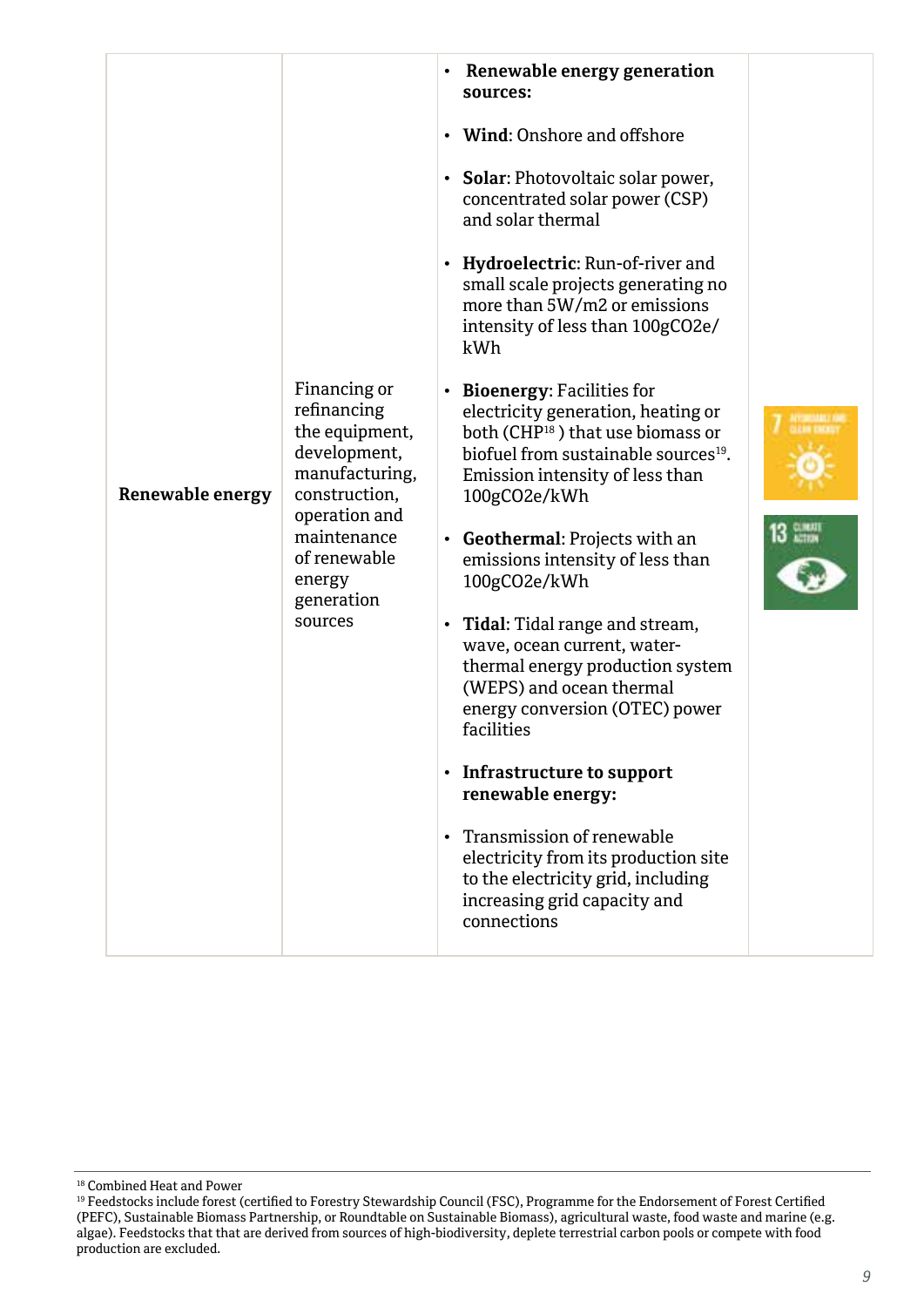| Renewable energy | Financing or refinancing the equipment, development, manufacturing, construction, operation and maintenance of renewable energy generation sources | • **Renewable energy generation sources:**<br>• **Wind**: Onshore and offshore<br>• **Solar**: Photovoltaic solar power, concentrated solar power (CSP) and solar thermal<br>• **Hydroelectric**: Run-of-river and small scale projects generating no more than 5W/m2 or emissions intensity of less than 100gCO2e/kWh<br>• **Bioenergy**: Facilities for electricity generation, heating or both (CHP[18] ) that use biomass or biofuel from sustainable sources[19]. Emission intensity of less than 100gCO2e/kWh<br>• **Geothermal**: Projects with an emissions intensity of less than 100gCO2e/kWh<br>• **Tidal**: Tidal range and stream, wave, ocean current, water-thermal energy production system (WEPS) and ocean thermal energy conversion (OTEC) power facilities<br>• **Infrastructure to support renewable energy:**<br>• Transmission of renewable electricity from its production site to the electricity grid, including increasing grid capacity and connections | 7 AFFORDABLE AND CLEAN ENERGY<br>13 CLIMATE ACTION |
|---|---|---|---|

[18] Combined Heat and Power

[19] Feedstocks include forest (certified to Forestry Stewardship Council (FSC), Programme for the Endorsement of Forest Certified (PEFC), Sustainable Biomass Partnership, or Roundtable on Sustainable Biomass), agricultural waste, food waste and marine (e.g. algae). Feedstocks that that are derived from sources of high-biodiversity, deplete terrestrial carbon pools or compete with food production are excluded.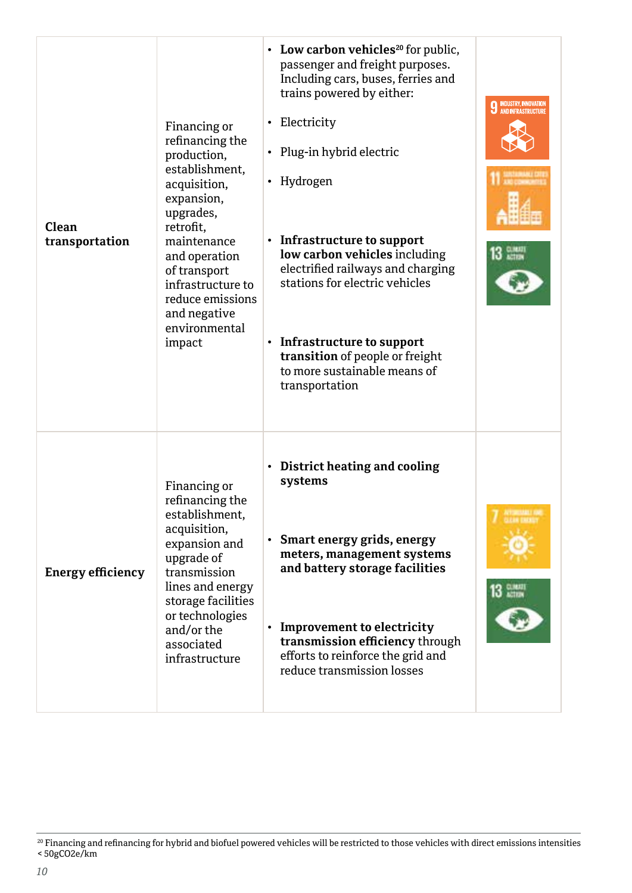| | | | |
|---|---|---|---|
| **Clean transportation** | Financing or refinancing the production, establishment, acquisition, expansion, upgrades, retrofit, maintenance and operation of transport infrastructure to reduce emissions and negative environmental impact | • **Low carbon vehicles**[20] for public, passenger and freight purposes. Including cars, buses, ferries and trains powered by either:<br>• Electricity<br>• Plug-in hybrid electric<br>• Hydrogen<br>• **Infrastructure to support low carbon vehicles** including electrified railways and charging stations for electric vehicles<br>• **Infrastructure to support transition** of people or freight to more sustainable means of transportation | 9 INDUSTRY, INNOVATION AND INFRASTRUCTURE<br>11 SUSTAINABLE CITIES AND COMMUNITIES<br>13 CLIMATE ACTION |
| **Energy efficiency** | Financing or refinancing the establishment, acquisition, expansion and upgrade of transmission lines and energy storage facilities or technologies and/or the associated infrastructure | • **District heating and cooling systems**<br>• **Smart energy grids, energy meters, management systems and battery storage facilities**<br>• **Improvement to electricity transmission efficiency** through efforts to reinforce the grid and reduce transmission losses | 7 AFFORDABLE AND CLEAN ENERGY<br>13 CLIMATE ACTION |

[20] Financing and refinancing for hybrid and biofuel powered vehicles will be restricted to those vehicles with direct emissions intensities < 50gCO2e/km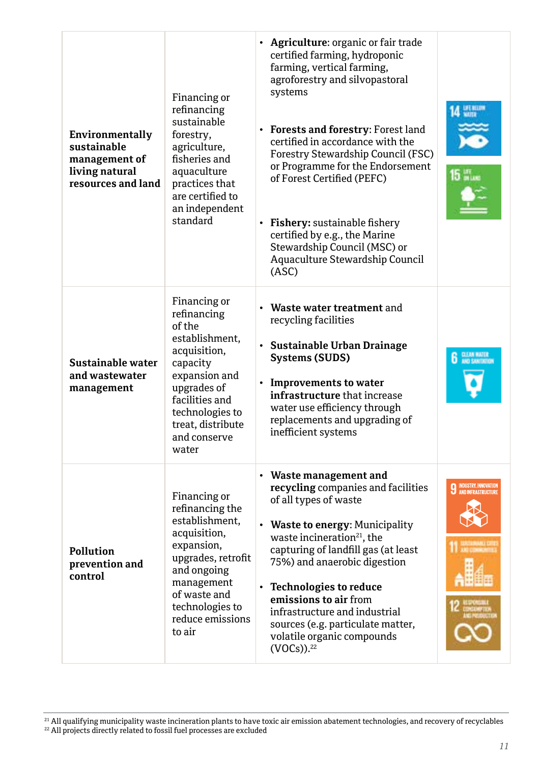| | | | |
|---|---|---|---|
| **Environmentally sustainable management of living natural resources and land** | Financing or refinancing sustainable forestry, agriculture, fisheries and aquaculture practices that are certified to an independent standard | • **Agriculture**: organic or fair trade certified farming, hydroponic farming, vertical farming, agroforestry and silvopastoral systems<br><br>• **Forests and forestry**: Forest land certified in accordance with the Forestry Stewardship Council (FSC) or Programme for the Endorsement of Forest Certified (PEFC)<br><br>• **Fishery:** sustainable fishery certified by e.g., the Marine Stewardship Council (MSC) or Aquaculture Stewardship Council (ASC) | 14 LIFE BELOW WATER<br>15 LIFE ON LAND |
| **Sustainable water and wastewater management** | Financing or refinancing of the establishment, acquisition, capacity expansion and upgrades of facilities and technologies to treat, distribute and conserve water | • **Waste water treatment** and recycling facilities<br><br>• **Sustainable Urban Drainage Systems (SUDS)**<br><br>• **Improvements to water infrastructure** that increase water use efficiency through replacements and upgrading of inefficient systems | 6 CLEAN WATER AND SANITATION |
| **Pollution prevention and control** | Financing or refinancing the establishment, acquisition, expansion, upgrades, retrofit and ongoing management of waste and technologies to reduce emissions to air | • **Waste management and recycling** companies and facilities of all types of waste<br><br>• **Waste to energy**: Municipality waste incineration[21], the capturing of landfill gas (at least 75%) and anaerobic digestion<br><br>• **Technologies to reduce emissions to air** from infrastructure and industrial sources (e.g. particulate matter, volatile organic compounds (VOCs)).[22] | 9 INDUSTRY, INNOVATION AND INFRASTRUCTURE<br>11 SUSTAINABLE CITIES AND COMMUNITIES<br>12 RESPONSIBLE CONSUMPTION AND PRODUCTION |

[21] All qualifying municipality waste incineration plants to have toxic air emission abatement technologies, and recovery of recyclables
[22] All projects directly related to fossil fuel processes are excluded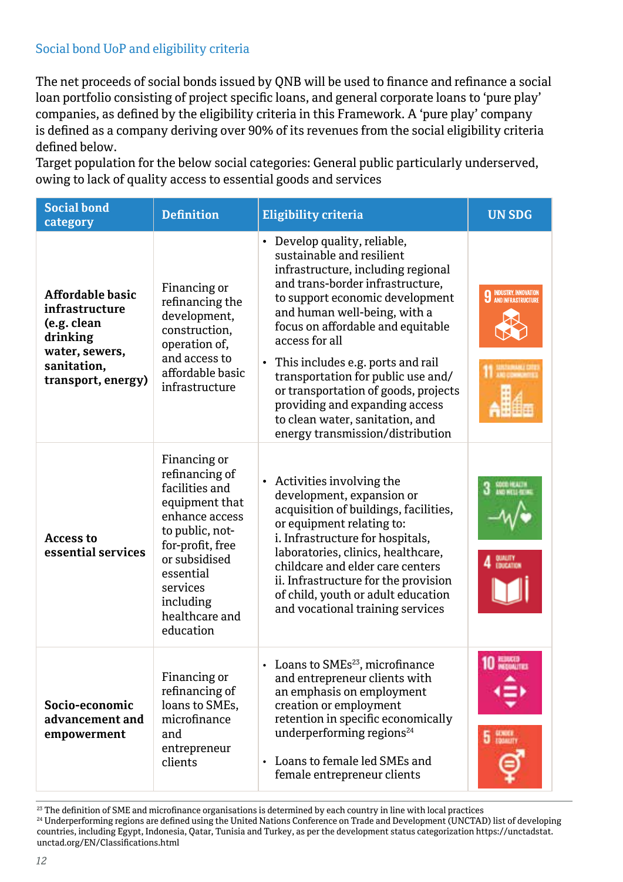## Social bond UoP and eligibility criteria

The net proceeds of social bonds issued by QNB will be used to finance and refinance a social loan portfolio consisting of project specific loans, and general corporate loans to 'pure play' companies, as defined by the eligibility criteria in this Framework. A 'pure play' company is defined as a company deriving over 90% of its revenues from the social eligibility criteria defined below.
Target population for the below social categories: General public particularly underserved, owing to lack of quality access to essential goods and services

| Social bond category | Definition | Eligibility criteria | UN SDG |
|---|---|---|---|
| **Affordable basic infrastructure (e.g. clean drinking water, sewers, sanitation, transport, energy)** | Financing or refinancing the development, construction, operation of, and access to affordable basic infrastructure | • Develop quality, reliable, sustainable and resilient infrastructure, including regional and trans-border infrastructure, to support economic development and human well-being, with a focus on affordable and equitable access for all<br>• This includes e.g. ports and rail transportation for public use and/or transportation of goods, projects providing and expanding access to clean water, sanitation, and energy transmission/distribution | 9 Industry, innovation and infrastructure<br>11 Sustainable cities and communities |
| **Access to essential services** | Financing or refinancing of facilities and equipment that enhance access to public, not-for-profit, free or subsidised essential services including healthcare and education | • Activities involving the development, expansion or acquisition of buildings, facilities, or equipment relating to:<br>i. Infrastructure for hospitals, laboratories, clinics, healthcare, childcare and elder care centers<br>ii. Infrastructure for the provision of child, youth or adult education and vocational training services | 3 Good health and well-being<br>4 Quality education |
| **Socio-economic advancement and empowerment** | Financing or refinancing of loans to SMEs, microfinance and entrepreneur clients | • Loans to SMEs[23], microfinance and entrepreneur clients with an emphasis on employment creation or employment retention in specific economically underperforming regions[24]<br>• Loans to female led SMEs and female entrepreneur clients | 10 Reduced inequalities<br>5 Gender equality |

[23] The definition of SME and microfinance organisations is determined by each country in line with local practices
[24] Underperforming regions are defined using the United Nations Conference on Trade and Development (UNCTAD) list of developing countries, including Egypt, Indonesia, Qatar, Tunisia and Turkey, as per the development status categorization https://unctadstat.unctad.org/EN/Classifications.html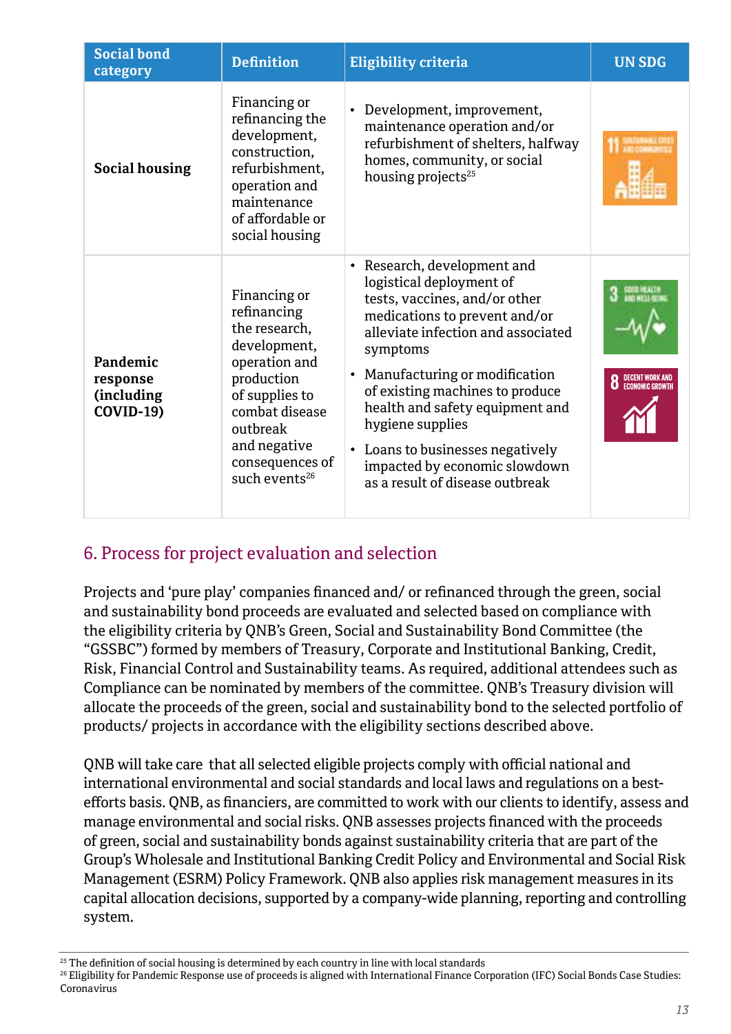| Social bond category | Definition | Eligibility criteria | UN SDG |
|---|---|---|---|
| **Social housing** | Financing or refinancing the development, construction, refurbishment, operation and maintenance of affordable or social housing | • Development, improvement, maintenance operation and/or refurbishment of shelters, halfway homes, community, or social housing projects[25] | 11 Sustainable cities and communities |
| **Pandemic response (including COVID-19)** | Financing or refinancing the research, development, operation and production of supplies to combat disease outbreak and negative consequences of such events[26] | • Research, development and logistical deployment of tests, vaccines, and/or other medications to prevent and/or alleviate infection and associated symptoms<br>• Manufacturing or modification of existing machines to produce health and safety equipment and hygiene supplies<br>• Loans to businesses negatively impacted by economic slowdown as a result of disease outbreak | 3 Good health and well-being<br>8 Decent work and economic growth |

## 6. Process for project evaluation and selection

Projects and 'pure play' companies financed and/ or refinanced through the green, social and sustainability bond proceeds are evaluated and selected based on compliance with the eligibility criteria by QNB's Green, Social and Sustainability Bond Committee (the "GSSBC") formed by members of Treasury, Corporate and Institutional Banking, Credit, Risk, Financial Control and Sustainability teams. As required, additional attendees such as Compliance can be nominated by members of the committee. QNB's Treasury division will allocate the proceeds of the green, social and sustainability bond to the selected portfolio of products/ projects in accordance with the eligibility sections described above.

QNB will take care that all selected eligible projects comply with official national and international environmental and social standards and local laws and regulations on a best-efforts basis. QNB, as financiers, are committed to work with our clients to identify, assess and manage environmental and social risks. QNB assesses projects financed with the proceeds of green, social and sustainability bonds against sustainability criteria that are part of the Group's Wholesale and Institutional Banking Credit Policy and Environmental and Social Risk Management (ESRM) Policy Framework. QNB also applies risk management measures in its capital allocation decisions, supported by a company-wide planning, reporting and controlling system.

[25] The definition of social housing is determined by each country in line with local standards

[26] Eligibility for Pandemic Response use of proceeds is aligned with International Finance Corporation (IFC) Social Bonds Case Studies: Coronavirus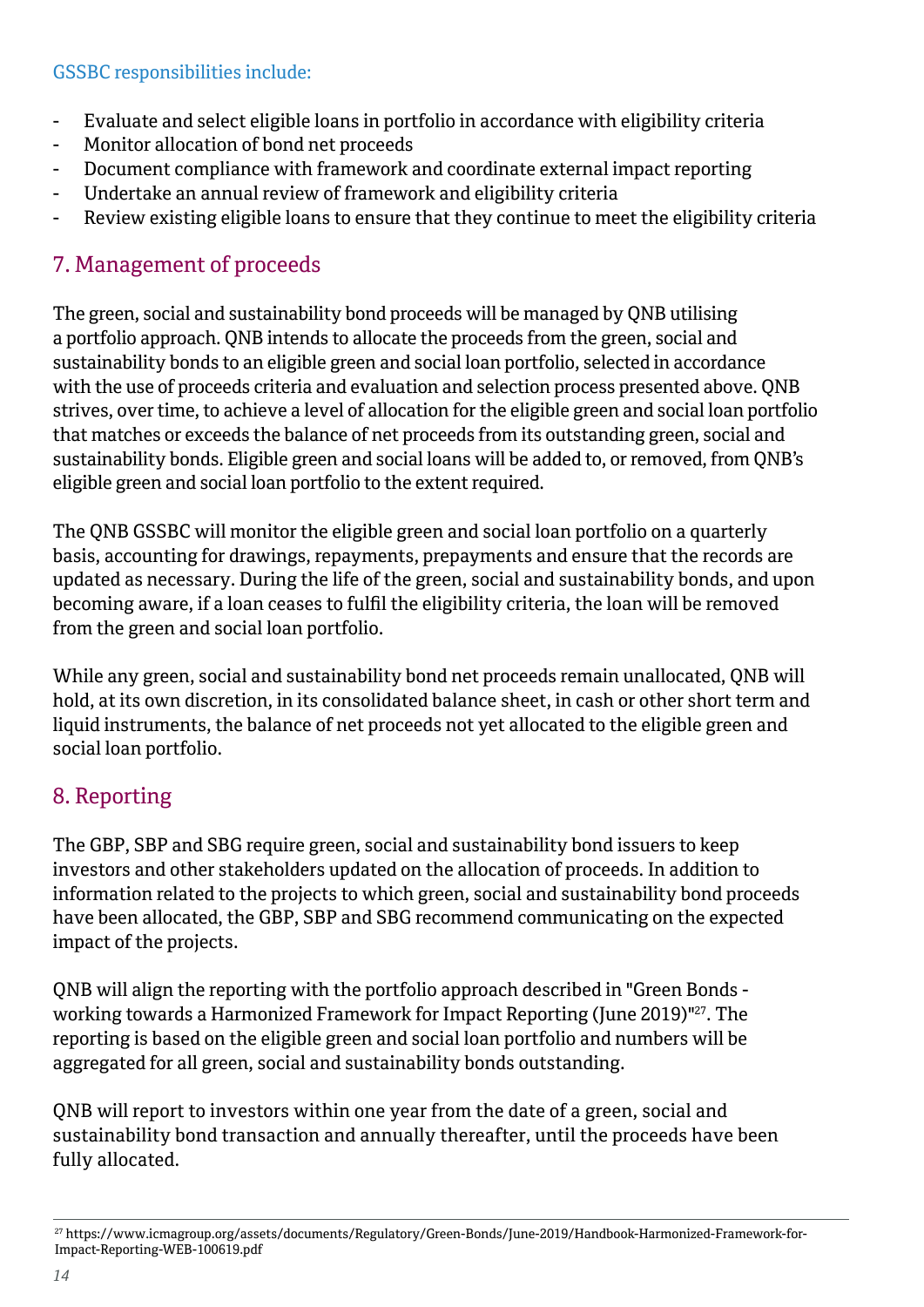GSSBC responsibilities include:

- Evaluate and select eligible loans in portfolio in accordance with eligibility criteria
- Monitor allocation of bond net proceeds
- Document compliance with framework and coordinate external impact reporting
- Undertake an annual review of framework and eligibility criteria
- Review existing eligible loans to ensure that they continue to meet the eligibility criteria

## 7. Management of proceeds

The green, social and sustainability bond proceeds will be managed by QNB utilising a portfolio approach. QNB intends to allocate the proceeds from the green, social and sustainability bonds to an eligible green and social loan portfolio, selected in accordance with the use of proceeds criteria and evaluation and selection process presented above. QNB strives, over time, to achieve a level of allocation for the eligible green and social loan portfolio that matches or exceeds the balance of net proceeds from its outstanding green, social and sustainability bonds. Eligible green and social loans will be added to, or removed, from QNB's eligible green and social loan portfolio to the extent required.

The QNB GSSBC will monitor the eligible green and social loan portfolio on a quarterly basis, accounting for drawings, repayments, prepayments and ensure that the records are updated as necessary. During the life of the green, social and sustainability bonds, and upon becoming aware, if a loan ceases to fulfil the eligibility criteria, the loan will be removed from the green and social loan portfolio.

While any green, social and sustainability bond net proceeds remain unallocated, QNB will hold, at its own discretion, in its consolidated balance sheet, in cash or other short term and liquid instruments, the balance of net proceeds not yet allocated to the eligible green and social loan portfolio.

## 8. Reporting

The GBP, SBP and SBG require green, social and sustainability bond issuers to keep investors and other stakeholders updated on the allocation of proceeds. In addition to information related to the projects to which green, social and sustainability bond proceeds have been allocated, the GBP, SBP and SBG recommend communicating on the expected impact of the projects.

QNB will align the reporting with the portfolio approach described in "Green Bonds - working towards a Harmonized Framework for Impact Reporting (June 2019)"[27]. The reporting is based on the eligible green and social loan portfolio and numbers will be aggregated for all green, social and sustainability bonds outstanding.

QNB will report to investors within one year from the date of a green, social and sustainability bond transaction and annually thereafter, until the proceeds have been fully allocated.

[27] https://www.icmagroup.org/assets/documents/Regulatory/Green-Bonds/June-2019/Handbook-Harmonized-Framework-for-Impact-Reporting-WEB-100619.pdf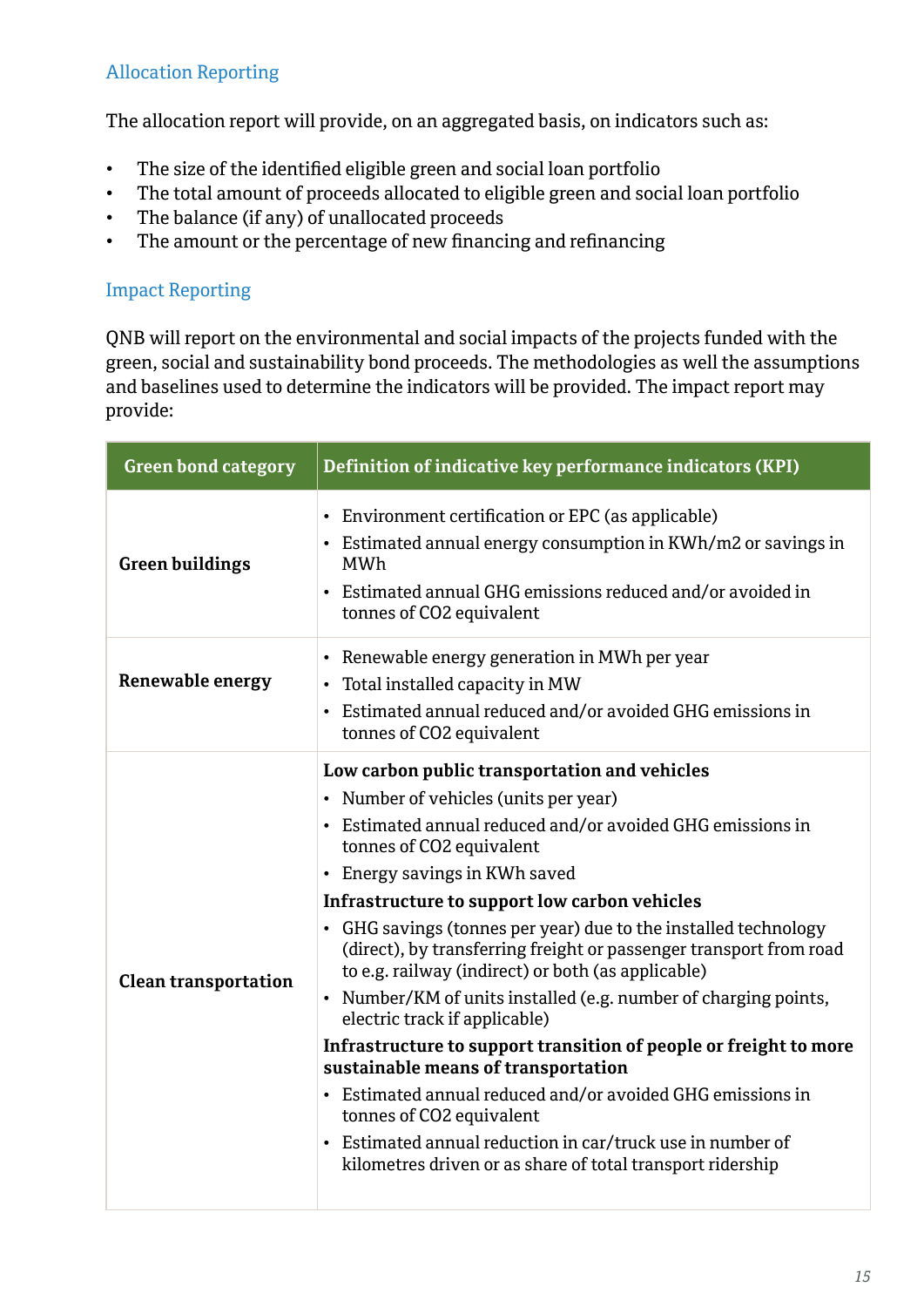### Allocation Reporting

The allocation report will provide, on an aggregated basis, on indicators such as:

- The size of the identified eligible green and social loan portfolio
- The total amount of proceeds allocated to eligible green and social loan portfolio
- The balance (if any) of unallocated proceeds
- The amount or the percentage of new financing and refinancing

### Impact Reporting

QNB will report on the environmental and social impacts of the projects funded with the green, social and sustainability bond proceeds. The methodologies as well the assumptions and baselines used to determine the indicators will be provided. The impact report may provide:

| Green bond category | Definition of indicative key performance indicators (KPI) |
|---|---|
| **Green buildings** | • Environment certification or EPC (as applicable)<br>• Estimated annual energy consumption in KWh/m2 or savings in MWh<br>• Estimated annual GHG emissions reduced and/or avoided in tonnes of $CO_2$ equivalent |
| **Renewable energy** | • Renewable energy generation in MWh per year<br>• Total installed capacity in MW<br>• Estimated annual reduced and/or avoided GHG emissions in tonnes of $CO_2$ equivalent |
| **Clean transportation** | **Low carbon public transportation and vehicles**<br>• Number of vehicles (units per year)<br>• Estimated annual reduced and/or avoided GHG emissions in tonnes of $CO_2$ equivalent<br>• Energy savings in KWh saved<br>**Infrastructure to support low carbon vehicles**<br>• GHG savings (tonnes per year) due to the installed technology (direct), by transferring freight or passenger transport from road to e.g. railway (indirect) or both (as applicable)<br>• Number/KM of units installed (e.g. number of charging points, electric track if applicable)<br>**Infrastructure to support transition of people or freight to more sustainable means of transportation**<br>• Estimated annual reduced and/or avoided GHG emissions in tonnes of $CO_2$ equivalent<br>• Estimated annual reduction in car/truck use in number of kilometres driven or as share of total transport ridership |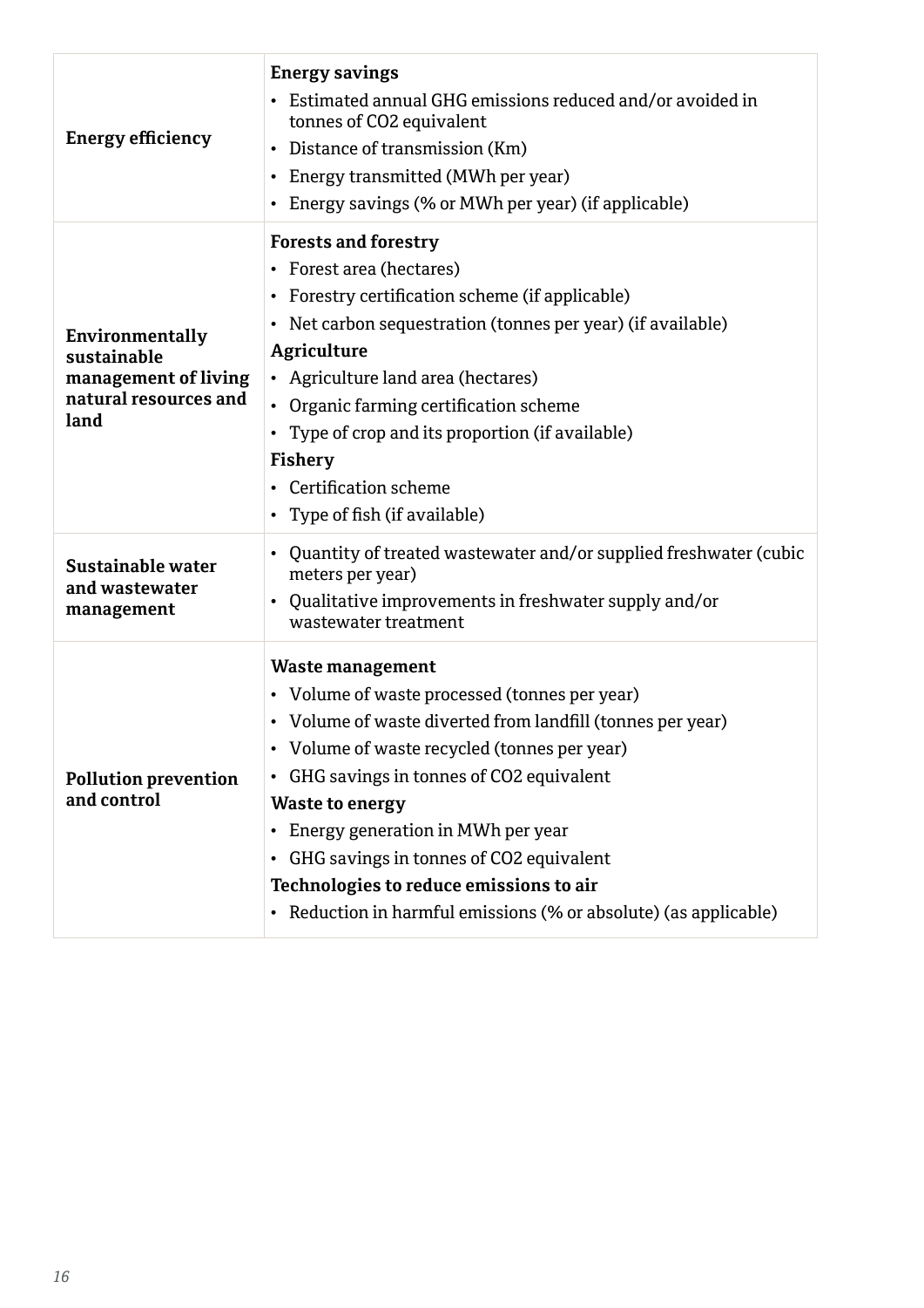| | |
|---|---|
| **Energy efficiency** | **Energy savings**<br>• Estimated annual GHG emissions reduced and/or avoided in tonnes of $CO_2$ equivalent<br>• Distance of transmission (Km)<br>• Energy transmitted (MWh per year)<br>• Energy savings (% or MWh per year) (if applicable) |
| **Environmentally sustainable management of living natural resources and land** | **Forests and forestry**<br>• Forest area (hectares)<br>• Forestry certification scheme (if applicable)<br>• Net carbon sequestration (tonnes per year) (if available)<br>**Agriculture**<br>• Agriculture land area (hectares)<br>• Organic farming certification scheme<br>• Type of crop and its proportion (if available)<br>**Fishery**<br>• Certification scheme<br>• Type of fish (if available) |
| **Sustainable water and wastewater management** | • Quantity of treated wastewater and/or supplied freshwater (cubic meters per year)<br>• Qualitative improvements in freshwater supply and/or wastewater treatment |
| **Pollution prevention and control** | **Waste management**<br>• Volume of waste processed (tonnes per year)<br>• Volume of waste diverted from landfill (tonnes per year)<br>• Volume of waste recycled (tonnes per year)<br>• GHG savings in tonnes of $CO_2$ equivalent<br>**Waste to energy**<br>• Energy generation in MWh per year<br>• GHG savings in tonnes of $CO_2$ equivalent<br>**Technologies to reduce emissions to air**<br>• Reduction in harmful emissions (% or absolute) (as applicable) |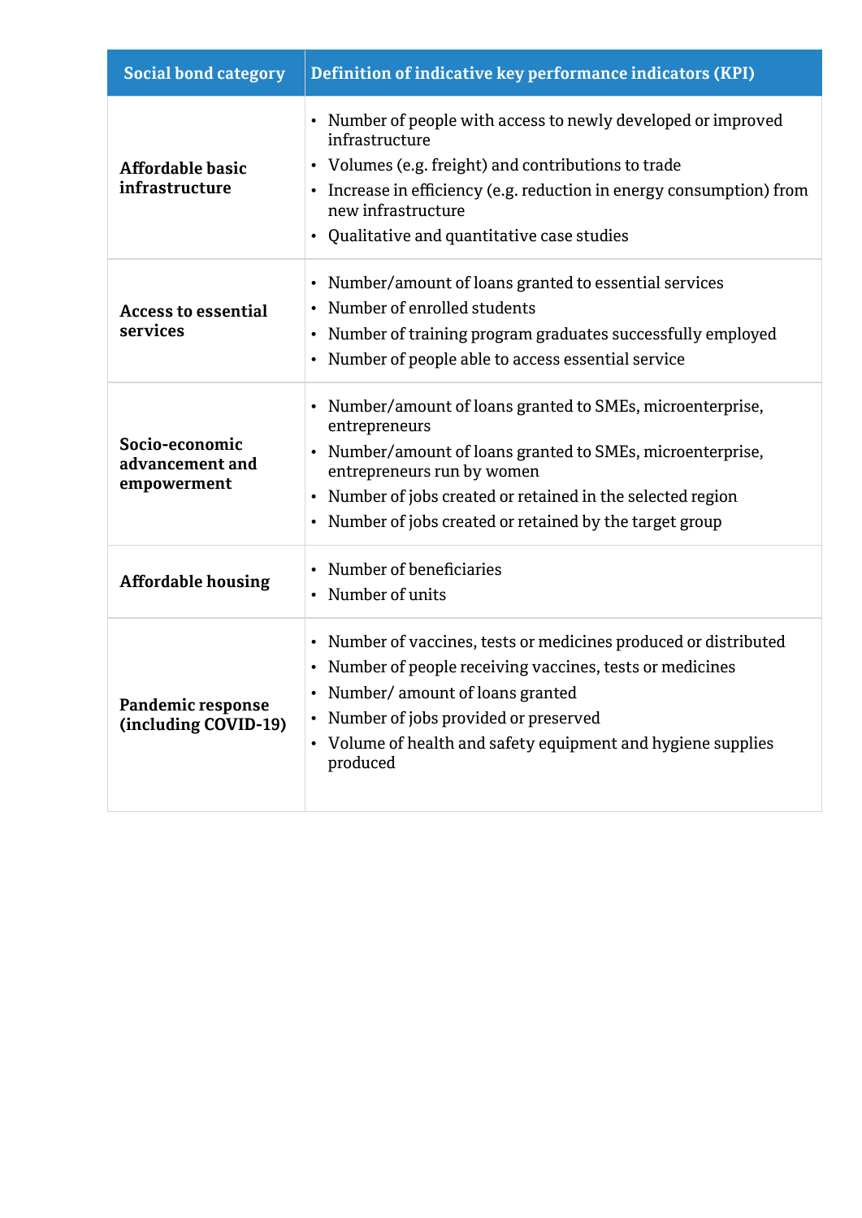| Social bond category | Definition of indicative key performance indicators (KPI) |
|---|---|
| **Affordable basic infrastructure** | • Number of people with access to newly developed or improved infrastructure<br>• Volumes (e.g. freight) and contributions to trade<br>• Increase in efficiency (e.g. reduction in energy consumption) from new infrastructure<br>• Qualitative and quantitative case studies |
| **Access to essential services** | • Number/amount of loans granted to essential services<br>• Number of enrolled students<br>• Number of training program graduates successfully employed<br>• Number of people able to access essential service |
| **Socio-economic advancement and empowerment** | • Number/amount of loans granted to SMEs, microenterprise, entrepreneurs<br>• Number/amount of loans granted to SMEs, microenterprise, entrepreneurs run by women<br>• Number of jobs created or retained in the selected region<br>• Number of jobs created or retained by the target group |
| **Affordable housing** | • Number of beneficiaries<br>• Number of units |
| **Pandemic response (including COVID-19)** | • Number of vaccines, tests or medicines produced or distributed<br>• Number of people receiving vaccines, tests or medicines<br>• Number/ amount of loans granted<br>• Number of jobs provided or preserved<br>• Volume of health and safety equipment and hygiene supplies produced |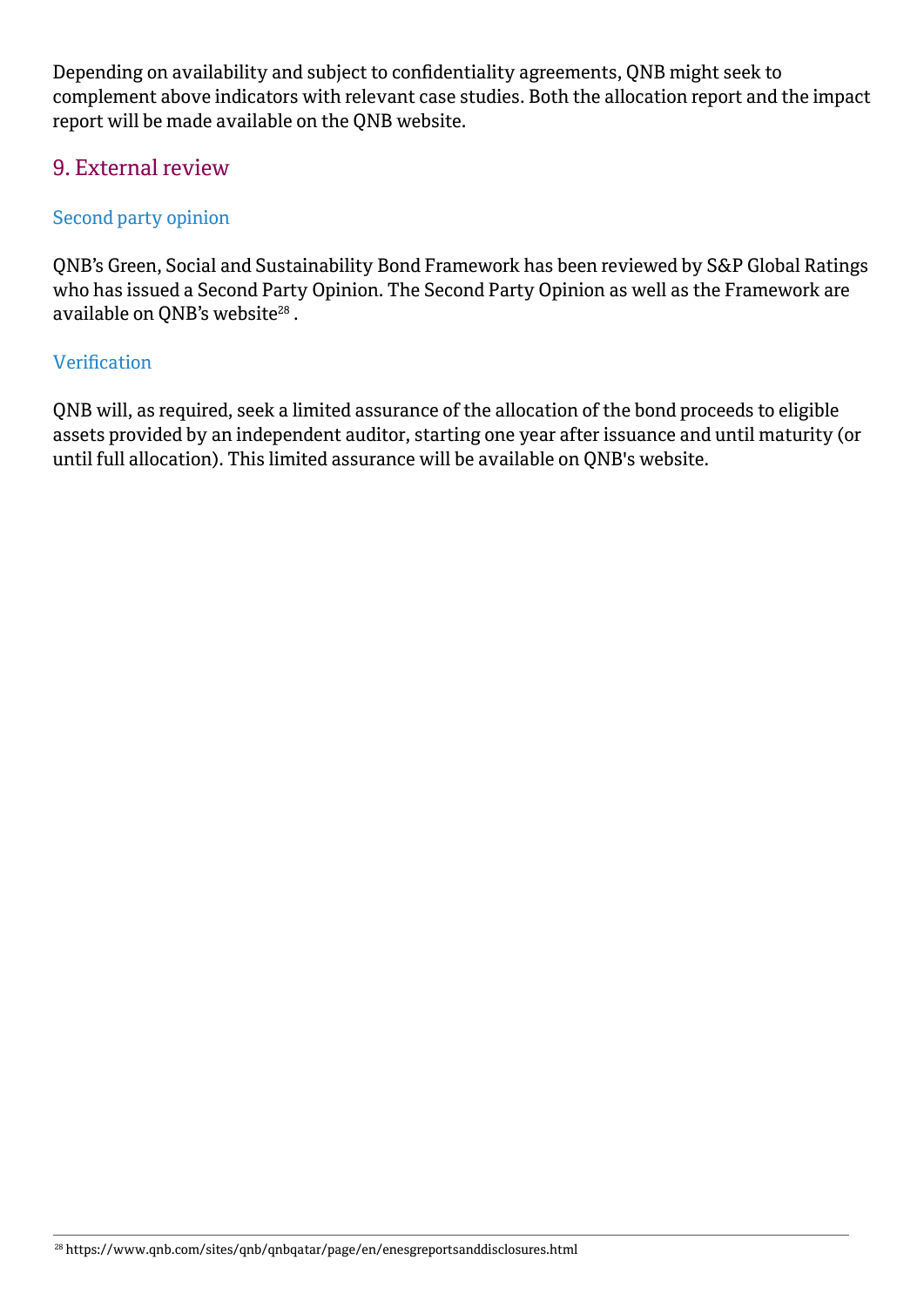Depending on availability and subject to confidentiality agreements, QNB might seek to complement above indicators with relevant case studies. Both the allocation report and the impact report will be made available on the QNB website.

## 9. External review

### Second party opinion

QNB's Green, Social and Sustainability Bond Framework has been reviewed by S&P Global Ratings who has issued a Second Party Opinion. The Second Party Opinion as well as the Framework are available on QNB's website[28] .

### Verification

QNB will, as required, seek a limited assurance of the allocation of the bond proceeds to eligible assets provided by an independent auditor, starting one year after issuance and until maturity (or until full allocation). This limited assurance will be available on QNB's website.

[28] https://www.qnb.com/sites/qnb/qnbqatar/page/en/enesgreportsanddisclosures.html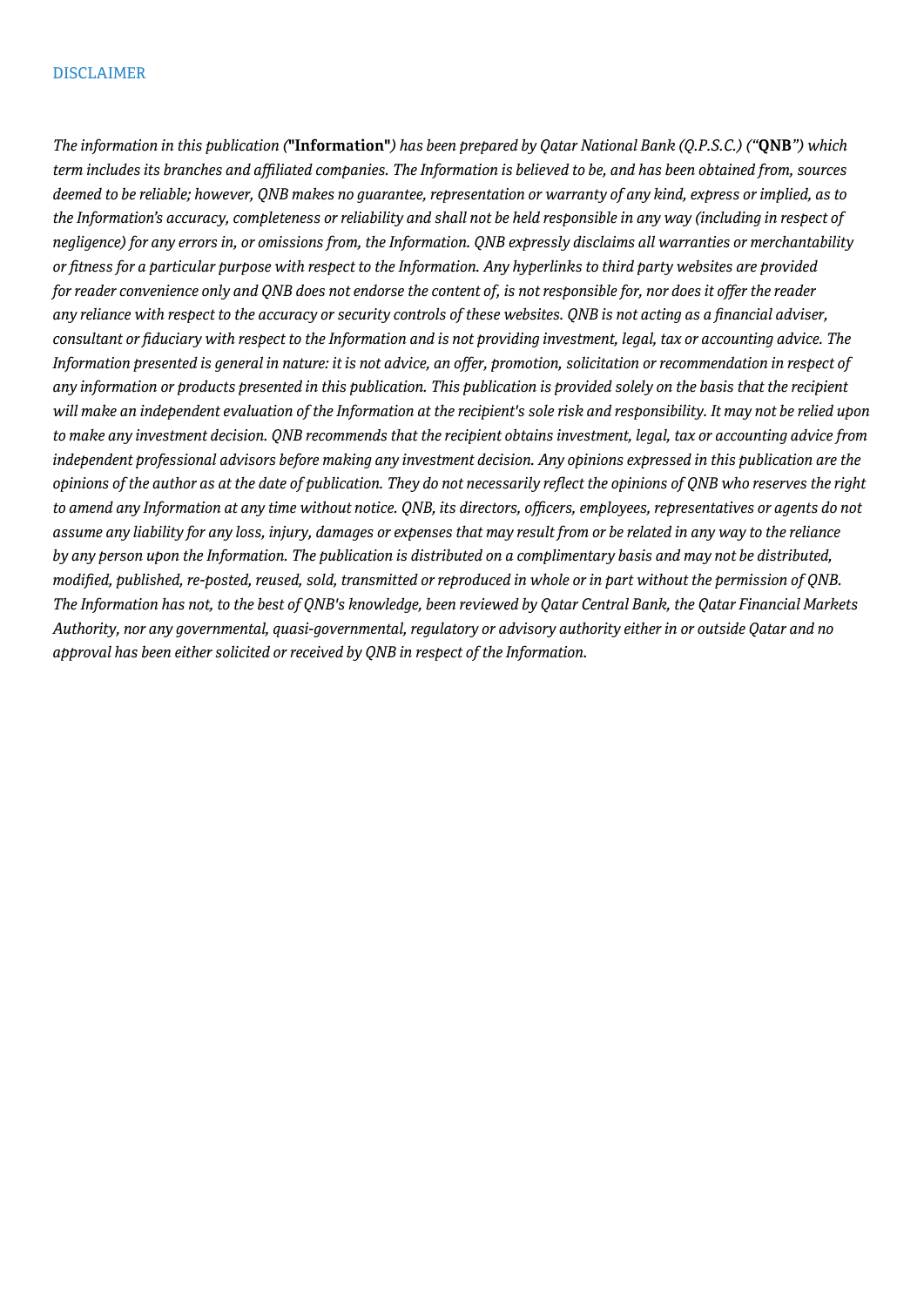## DISCLAIMER

*The information in this publication (***"Information"***) has been prepared by Qatar National Bank (Q.P.S.C.) ("***QNB***") which term includes its branches and affiliated companies. The Information is believed to be, and has been obtained from, sources deemed to be reliable; however, QNB makes no guarantee, representation or warranty of any kind, express or implied, as to the Information's accuracy, completeness or reliability and shall not be held responsible in any way (including in respect of negligence) for any errors in, or omissions from, the Information. QNB expressly disclaims all warranties or merchantability or fitness for a particular purpose with respect to the Information. Any hyperlinks to third party websites are provided for reader convenience only and QNB does not endorse the content of, is not responsible for, nor does it offer the reader any reliance with respect to the accuracy or security controls of these websites. QNB is not acting as a financial adviser, consultant or fiduciary with respect to the Information and is not providing investment, legal, tax or accounting advice. The Information presented is general in nature: it is not advice, an offer, promotion, solicitation or recommendation in respect of any information or products presented in this publication. This publication is provided solely on the basis that the recipient will make an independent evaluation of the Information at the recipient's sole risk and responsibility. It may not be relied upon to make any investment decision. QNB recommends that the recipient obtains investment, legal, tax or accounting advice from independent professional advisors before making any investment decision. Any opinions expressed in this publication are the opinions of the author as at the date of publication. They do not necessarily reflect the opinions of QNB who reserves the right to amend any Information at any time without notice. QNB, its directors, officers, employees, representatives or agents do not assume any liability for any loss, injury, damages or expenses that may result from or be related in any way to the reliance by any person upon the Information. The publication is distributed on a complimentary basis and may not be distributed, modified, published, re-posted, reused, sold, transmitted or reproduced in whole or in part without the permission of QNB. The Information has not, to the best of QNB's knowledge, been reviewed by Qatar Central Bank, the Qatar Financial Markets Authority, nor any governmental, quasi-governmental, regulatory or advisory authority either in or outside Qatar and no approval has been either solicited or received by QNB in respect of the Information.*